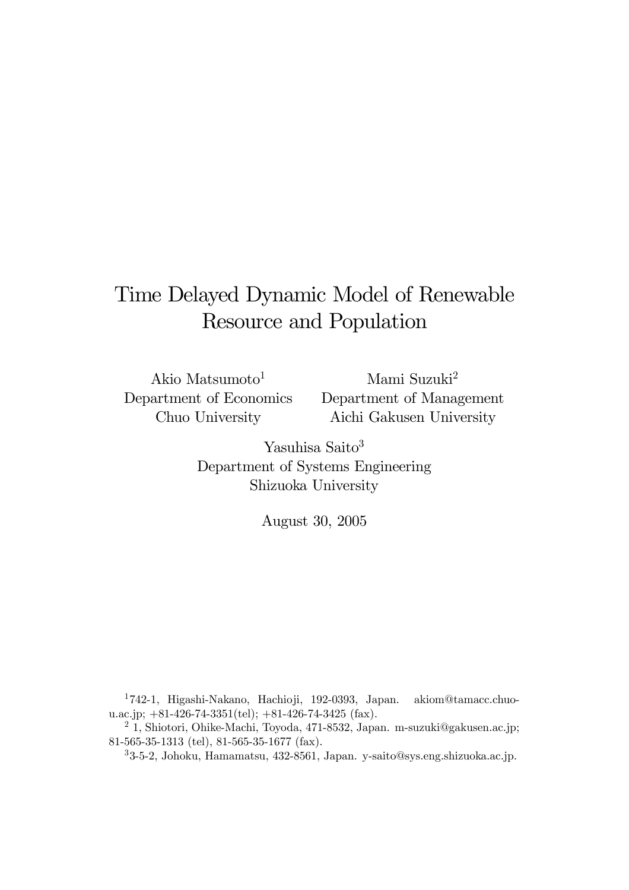# Time Delayed Dynamic Model of Renewable Resource and Population

Akio Matsumoto[1]
Department of Economics
Chuo University

Mami Suzuki[2]
Department of Management
Aichi Gakusen University

Yasuhisa Saito[3]
Department of Systems Engineering
Shizuoka University

August 30, 2005

---

[1] 742-1, Higashi-Nakano, Hachioji, 192-0393, Japan. akiom@tamacc.chuo-u.ac.jp; +81-426-74-3351(tel); +81-426-74-3425 (fax).

[2] 1, Shiotori, Ohike-Machi, Toyoda, 471-8532, Japan. m-suzuki@gakusen.ac.jp; 81-565-35-1313 (tel), 81-565-35-1677 (fax).

[3] 3-5-2, Johoku, Hamamatsu, 432-8561, Japan. y-saito@sys.eng.shizuoka.ac.jp.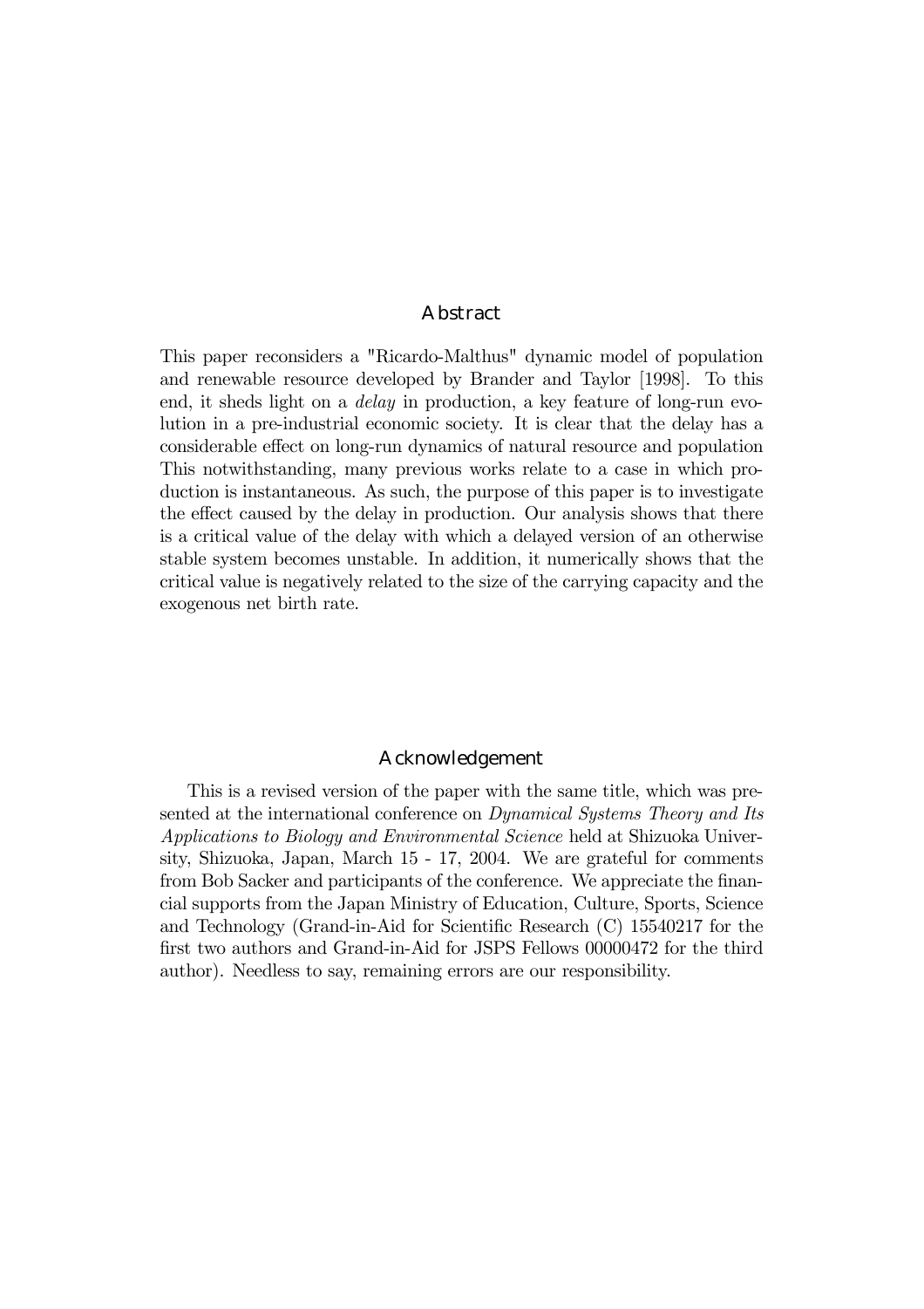## Abstract

This paper reconsiders a "Ricardo-Malthus" dynamic model of population and renewable resource developed by Brander and Taylor [1998]. To this end, it sheds light on a *delay* in production, a key feature of long-run evolution in a pre-industrial economic society. It is clear that the delay has a considerable effect on long-run dynamics of natural resource and population This notwithstanding, many previous works relate to a case in which production is instantaneous. As such, the purpose of this paper is to investigate the effect caused by the delay in production. Our analysis shows that there is a critical value of the delay with which a delayed version of an otherwise stable system becomes unstable. In addition, it numerically shows that the critical value is negatively related to the size of the carrying capacity and the exogenous net birth rate.

## Acknowledgement

This is a revised version of the paper with the same title, which was presented at the international conference on *Dynamical Systems Theory and Its Applications to Biology and Environmental Science* held at Shizuoka University, Shizuoka, Japan, March 15 - 17, 2004. We are grateful for comments from Bob Sacker and participants of the conference. We appreciate the financial supports from the Japan Ministry of Education, Culture, Sports, Science and Technology (Grand-in-Aid for Scientific Research (C) 15540217 for the first two authors and Grand-in-Aid for JSPS Fellows 00000472 for the third author). Needless to say, remaining errors are our responsibility.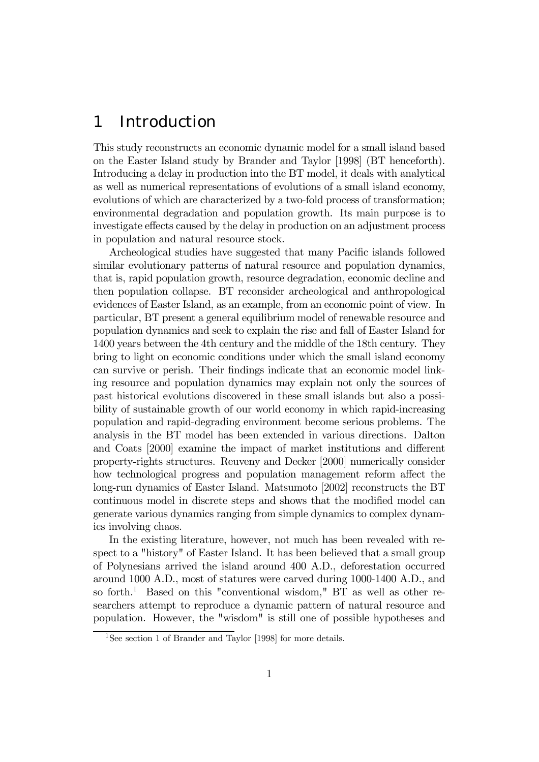# 1 Introduction

This study reconstructs an economic dynamic model for a small island based on the Easter Island study by Brander and Taylor [1998] (BT henceforth). Introducing a delay in production into the BT model, it deals with analytical as well as numerical representations of evolutions of a small island economy, evolutions of which are characterized by a two-fold process of transformation; environmental degradation and population growth. Its main purpose is to investigate effects caused by the delay in production on an adjustment process in population and natural resource stock.

Archeological studies have suggested that many Pacific islands followed similar evolutionary patterns of natural resource and population dynamics, that is, rapid population growth, resource degradation, economic decline and then population collapse. BT reconsider archeological and anthropological evidences of Easter Island, as an example, from an economic point of view. In particular, BT present a general equilibrium model of renewable resource and population dynamics and seek to explain the rise and fall of Easter Island for 1400 years between the 4th century and the middle of the 18th century. They bring to light on economic conditions under which the small island economy can survive or perish. Their findings indicate that an economic model linking resource and population dynamics may explain not only the sources of past historical evolutions discovered in these small islands but also a possibility of sustainable growth of our world economy in which rapid-increasing population and rapid-degrading environment become serious problems. The analysis in the BT model has been extended in various directions. Dalton and Coats [2000] examine the impact of market institutions and different property-rights structures. Reuveny and Decker [2000] numerically consider how technological progress and population management reform affect the long-run dynamics of Easter Island. Matsumoto [2002] reconstructs the BT continuous model in discrete steps and shows that the modified model can generate various dynamics ranging from simple dynamics to complex dynamics involving chaos.

In the existing literature, however, not much has been revealed with respect to a "history" of Easter Island. It has been believed that a small group of Polynesians arrived the island around 400 A.D., deforestation occurred around 1000 A.D., most of statures were carved during 1000-1400 A.D., and so forth.[1] Based on this "conventional wisdom," BT as well as other researchers attempt to reproduce a dynamic pattern of natural resource and population. However, the "wisdom" is still one of possible hypotheses and

[1] See section 1 of Brander and Taylor [1998] for more details.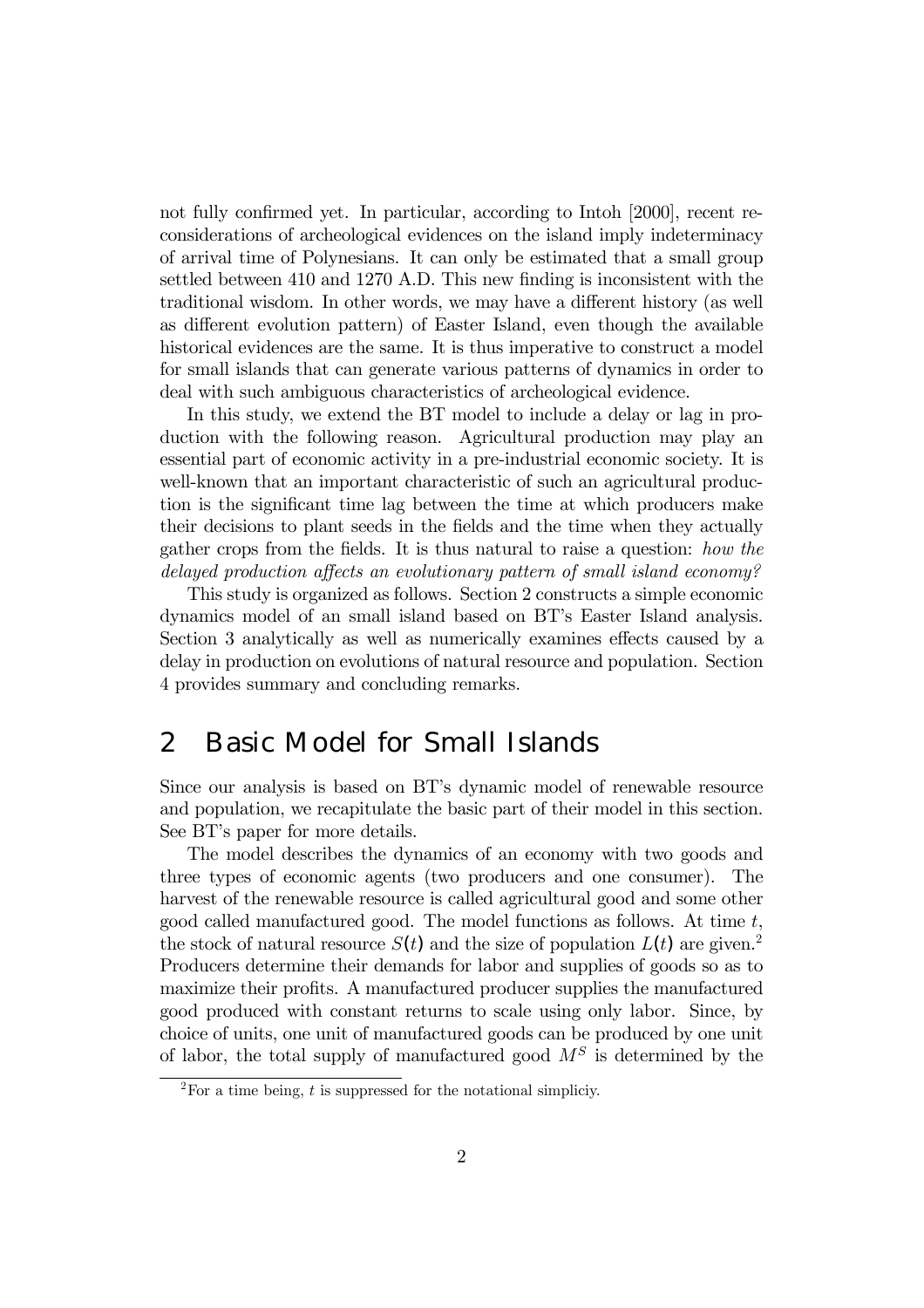not fully confirmed yet. In particular, according to Intoh [2000], recent reconsiderations of archeological evidences on the island imply indeterminacy of arrival time of Polynesians. It can only be estimated that a small group settled between 410 and 1270 A.D. This new finding is inconsistent with the traditional wisdom. In other words, we may have a different history (as well as different evolution pattern) of Easter Island, even though the available historical evidences are the same. It is thus imperative to construct a model for small islands that can generate various patterns of dynamics in order to deal with such ambiguous characteristics of archeological evidence.

In this study, we extend the BT model to include a delay or lag in production with the following reason. Agricultural production may play an essential part of economic activity in a pre-industrial economic society. It is well-known that an important characteristic of such an agricultural production is the significant time lag between the time at which producers make their decisions to plant seeds in the fields and the time when they actually gather crops from the fields. It is thus natural to raise a question: *how the delayed production affects an evolutionary pattern of small island economy?*

This study is organized as follows. Section 2 constructs a simple economic dynamics model of an small island based on BT's Easter Island analysis. Section 3 analytically as well as numerically examines effects caused by a delay in production on evolutions of natural resource and population. Section 4 provides summary and concluding remarks.

## 2 Basic Model for Small Islands

Since our analysis is based on BT's dynamic model of renewable resource and population, we recapitulate the basic part of their model in this section. See BT's paper for more details.

The model describes the dynamics of an economy with two goods and three types of economic agents (two producers and one consumer). The harvest of the renewable resource is called agricultural good and some other good called manufactured good. The model functions as follows. At time $t$, the stock of natural resource $S(t)$ and the size of population $L(t)$ are given.[2] Producers determine their demands for labor and supplies of goods so as to maximize their profits. A manufactured producer supplies the manufactured good produced with constant returns to scale using only labor. Since, by choice of units, one unit of manufactured goods can be produced by one unit of labor, the total supply of manufactured good $M^S$ is determined by the

[2] For a time being, $t$ is suppressed for the notational simpliciy.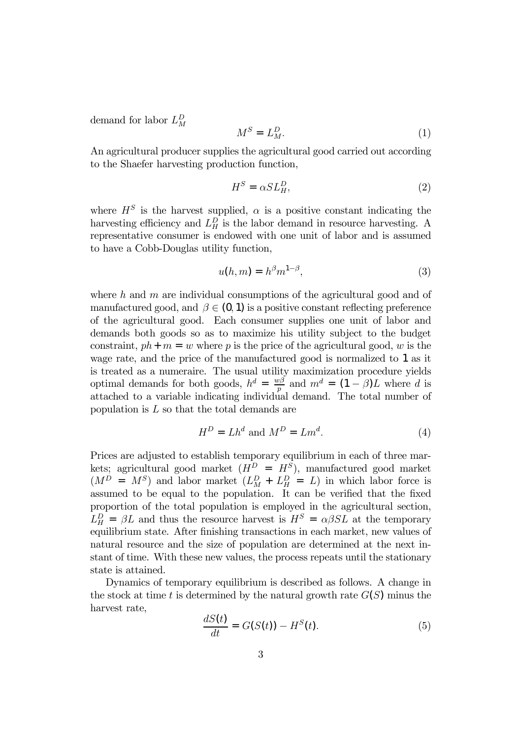demand for labor $L_M^D$

$$M^S = L_M^D. \tag{1}$$

An agricultural producer supplies the agricultural good carried out according to the Shaefer harvesting production function,

$$H^S = \alpha S L_H^D, \tag{2}$$

where $H^S$ is the harvest supplied, $\alpha$ is a positive constant indicating the harvesting efficiency and $L_H^D$ is the labor demand in resource harvesting. A representative consumer is endowed with one unit of labor and is assumed to have a Cobb-Douglas utility function,

$$u(h, m) = h^\beta m^{1-\beta}, \tag{3}$$

where $h$ and $m$ are individual consumptions of the agricultural good and of manufactured good, and $\beta \in (0, 1)$ is a positive constant reflecting preference of the agricultural good. Each consumer supplies one unit of labor and demands both goods so as to maximize his utility subject to the budget constraint, $ph + m = w$ where $p$ is the price of the agricultural good, $w$ is the wage rate, and the price of the manufactured good is normalized to $1$ as it is treated as a numeraire. The usual utility maximization procedure yields optimal demands for both goods, $h^d = \frac{w\beta}{p}$ and $m^d = (1 - \beta)L$ where $d$ is attached to a variable indicating individual demand. The total number of population is $L$ so that the total demands are

$$H^D = Lh^d \text{ and } M^D = Lm^d. \tag{4}$$

Prices are adjusted to establish temporary equilibrium in each of three markets; agricultural good market ($H^D = H^S$), manufactured good market ($M^D = M^S$) and labor market ($L_M^D + L_H^D = L$) in which labor force is assumed to be equal to the population. It can be verified that the fixed proportion of the total population is employed in the agricultural section, $L_H^D = \beta L$ and thus the resource harvest is $H^S = \alpha\beta S L$ at the temporary equilibrium state. After finishing transactions in each market, new values of natural resource and the size of population are determined at the next instant of time. With these new values, the process repeats until the stationary state is attained.

Dynamics of temporary equilibrium is described as follows. A change in the stock at time $t$ is determined by the natural growth rate $G(S)$ minus the harvest rate,

$$\frac{dS(t)}{dt} = G(S(t)) - H^S(t). \tag{5}$$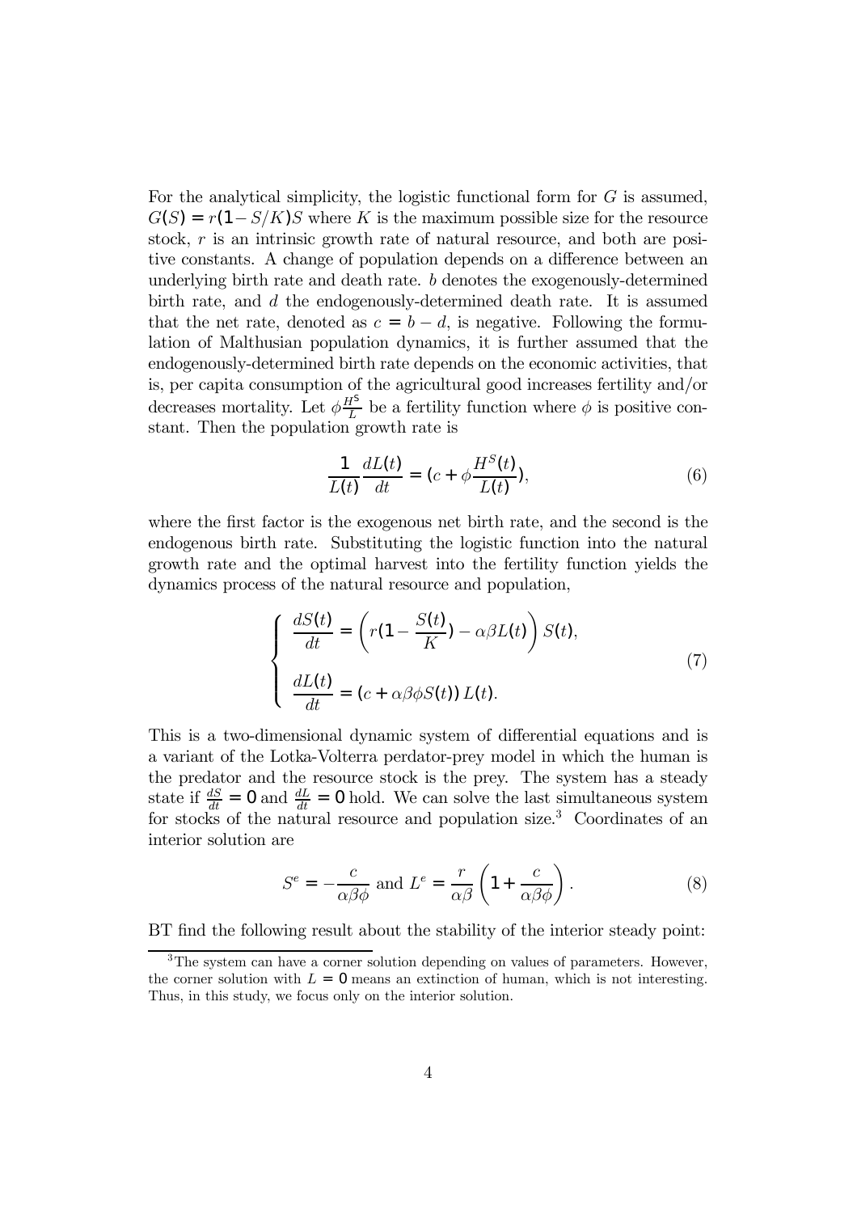For the analytical simplicity, the logistic functional form for $G$ is assumed, $G(S) = r(1 - S/K)S$ where $K$ is the maximum possible size for the resource stock, $r$ is an intrinsic growth rate of natural resource, and both are positive constants. A change of population depends on a difference between an underlying birth rate and death rate. $b$ denotes the exogenously-determined birth rate, and $d$ the endogenously-determined death rate. It is assumed that the net rate, denoted as $c = b - d$, is negative. Following the formulation of Malthusian population dynamics, it is further assumed that the endogenously-determined birth rate depends on the economic activities, that is, per capita consumption of the agricultural good increases fertility and/or decreases mortality. Let $\phi \frac{H^S}{L}$ be a fertility function where $\phi$ is positive constant. Then the population growth rate is

$$\frac{1}{L(t)} \frac{dL(t)}{dt} = (c + \phi \frac{H^S(t)}{L(t)}), \tag{6}$$

where the first factor is the exogenous net birth rate, and the second is the endogenous birth rate. Substituting the logistic function into the natural growth rate and the optimal harvest into the fertility function yields the dynamics process of the natural resource and population,

$$\begin{cases} \dfrac{dS(t)}{dt} = \left( r(1 - \dfrac{S(t)}{K}) - \alpha\beta L(t) \right) S(t), \\ \\ \dfrac{dL(t)}{dt} = (c + \alpha\beta\phi S(t))\, L(t). \end{cases} \tag{7}$$

This is a two-dimensional dynamic system of differential equations and is a variant of the Lotka-Volterra perdator-prey model in which the human is the predator and the resource stock is the prey. The system has a steady state if $\frac{dS}{dt} = 0$ and $\frac{dL}{dt} = 0$ hold. We can solve the last simultaneous system for stocks of the natural resource and population size.[3] Coordinates of an interior solution are

$$S^e = -\frac{c}{\alpha\beta\phi} \text{ and } L^e = \frac{r}{\alpha\beta} \left( 1 + \frac{c}{\alpha\beta\phi} \right). \tag{8}$$

BT find the following result about the stability of the interior steady point:

[3] The system can have a corner solution depending on values of parameters. However, the corner solution with $L = 0$ means an extinction of human, which is not interesting. Thus, in this study, we focus only on the interior solution.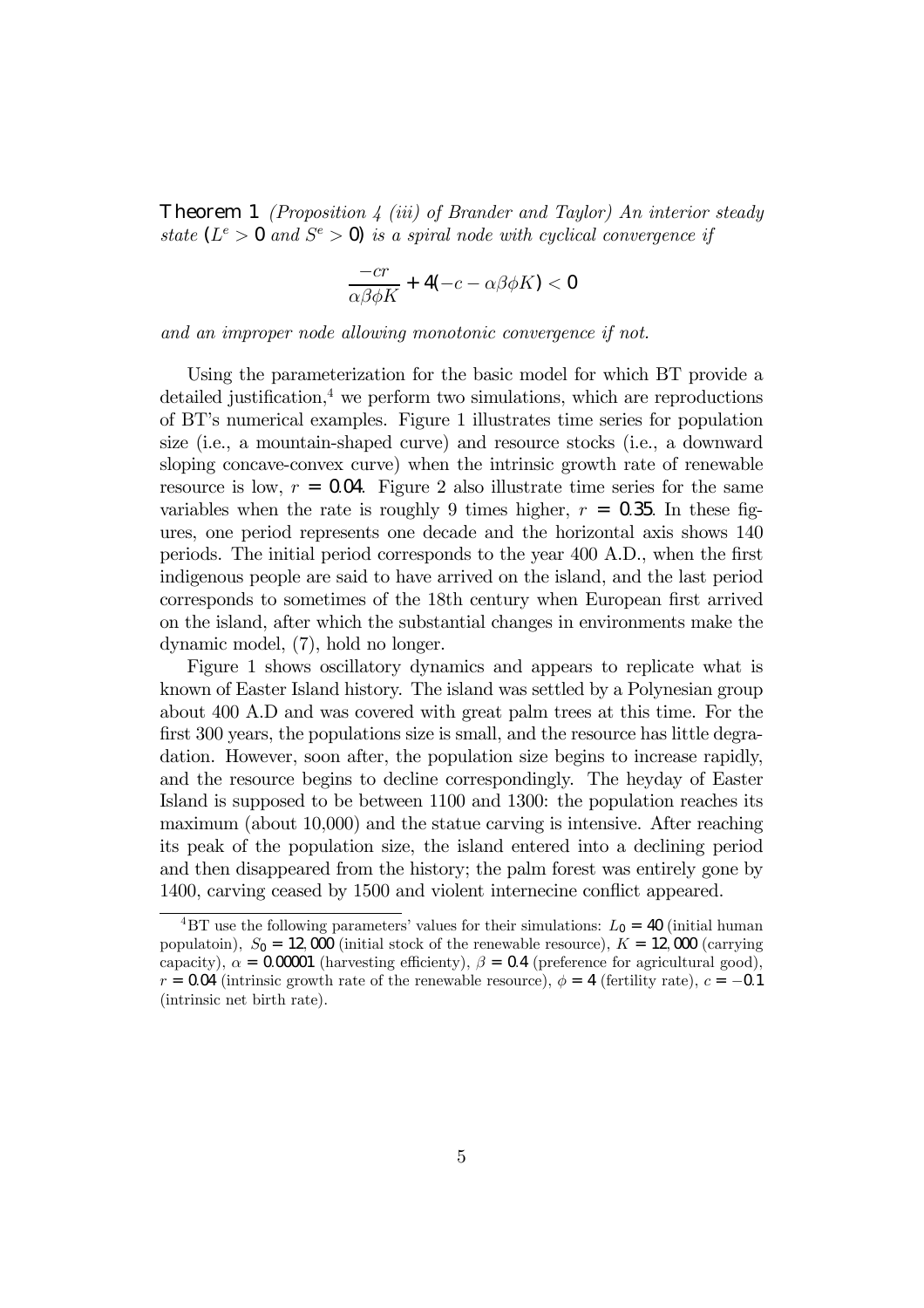**Theorem 1** *(Proposition 4 (iii) of Brander and Taylor) An interior steady state ($L^e > 0$ and $S^e > 0$) is a spiral node with cyclical convergence if*

$$\frac{-cr}{\alpha\beta\phi K} + 4(-c - \alpha\beta\phi K) < 0$$

*and an improper node allowing monotonic convergence if not.*

Using the parameterization for the basic model for which BT provide a detailed justification,[4] we perform two simulations, which are reproductions of BT's numerical examples. Figure 1 illustrates time series for population size (i.e., a mountain-shaped curve) and resource stocks (i.e., a downward sloping concave-convex curve) when the intrinsic growth rate of renewable resource is low, $r = 0.04$. Figure 2 also illustrate time series for the same variables when the rate is roughly 9 times higher, $r = 0.35$. In these figures, one period represents one decade and the horizontal axis shows 140 periods. The initial period corresponds to the year 400 A.D., when the first indigenous people are said to have arrived on the island, and the last period corresponds to sometimes of the 18th century when European first arrived on the island, after which the substantial changes in environments make the dynamic model, (7), hold no longer.

Figure 1 shows oscillatory dynamics and appears to replicate what is known of Easter Island history. The island was settled by a Polynesian group about 400 A.D and was covered with great palm trees at this time. For the first 300 years, the populations size is small, and the resource has little degradation. However, soon after, the population size begins to increase rapidly, and the resource begins to decline correspondingly. The heyday of Easter Island is supposed to be between 1100 and 1300: the population reaches its maximum (about 10,000) and the statue carving is intensive. After reaching its peak of the population size, the island entered into a declining period and then disappeared from the history; the palm forest was entirely gone by 1400, carving ceased by 1500 and violent internecine conflict appeared.

[4] BT use the following parameters' values for their simulations: $L_0 = 40$ (initial human populatoin), $S_0 = 12,000$ (initial stock of the renewable resource), $K = 12,000$ (carrying capacity), $\alpha = 0.00001$ (harvesting efficienty), $\beta = 0.4$ (preference for agricultural good), $r = 0.04$ (intrinsic growth rate of the renewable resource), $\phi = 4$ (fertility rate), $c = -0.1$ (intrinsic net birth rate).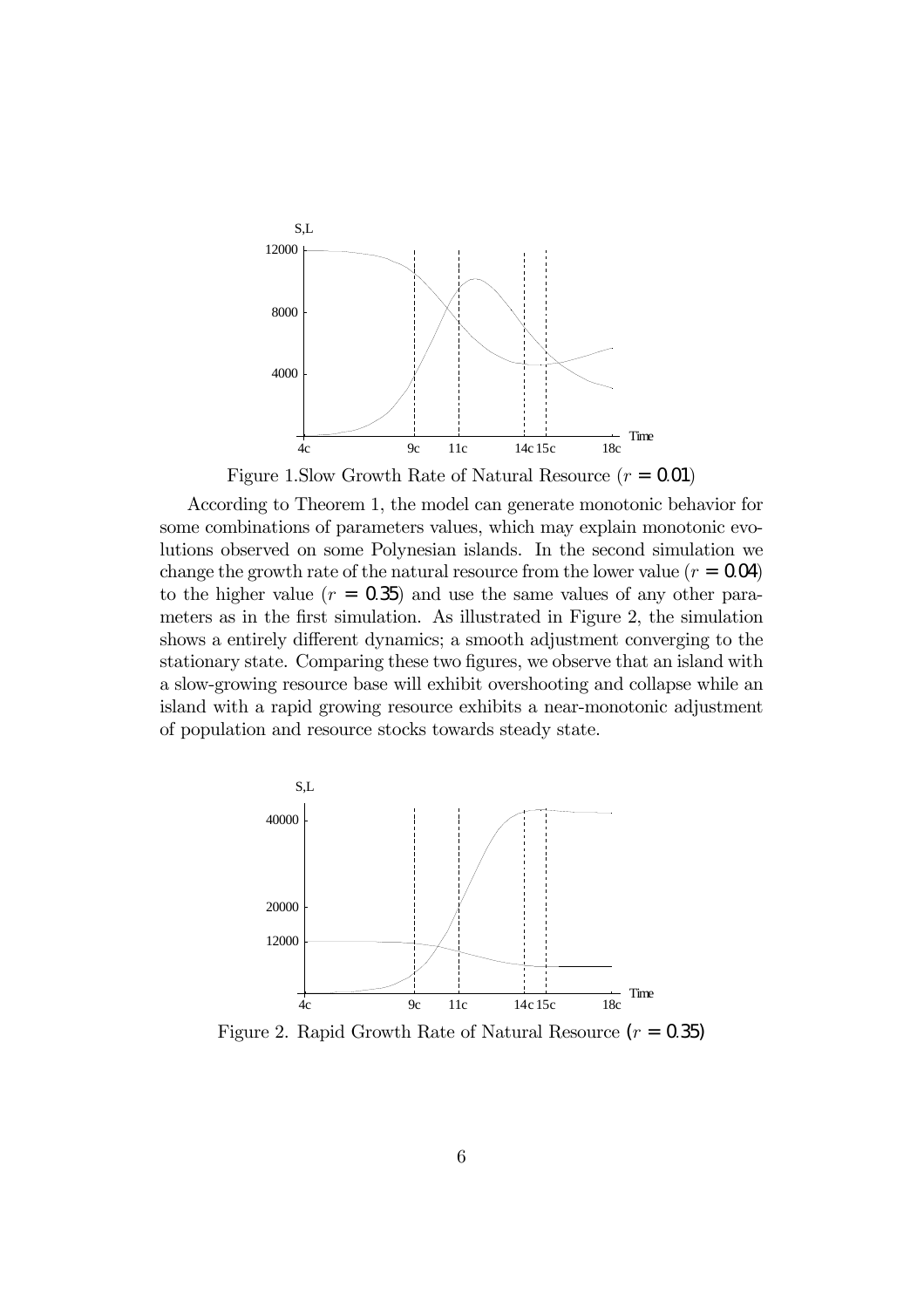Figure 1.Slow Growth Rate of Natural Resource ($r = 0.01$)

According to Theorem 1, the model can generate monotonic behavior for some combinations of parameters values, which may explain monotonic evolutions observed on some Polynesian islands. In the second simulation we change the growth rate of the natural resource from the lower value ($r = 0.04$) to the higher value ($r = 0.35$) and use the same values of any other parameters as in the first simulation. As illustrated in Figure 2, the simulation shows a entirely different dynamics; a smooth adjustment converging to the stationary state. Comparing these two figures, we observe that an island with a slow-growing resource base will exhibit overshooting and collapse while an island with a rapid growing resource exhibits a near-monotonic adjustment of population and resource stocks towards steady state.

Figure 2. Rapid Growth Rate of Natural Resource ($r = 0.35$)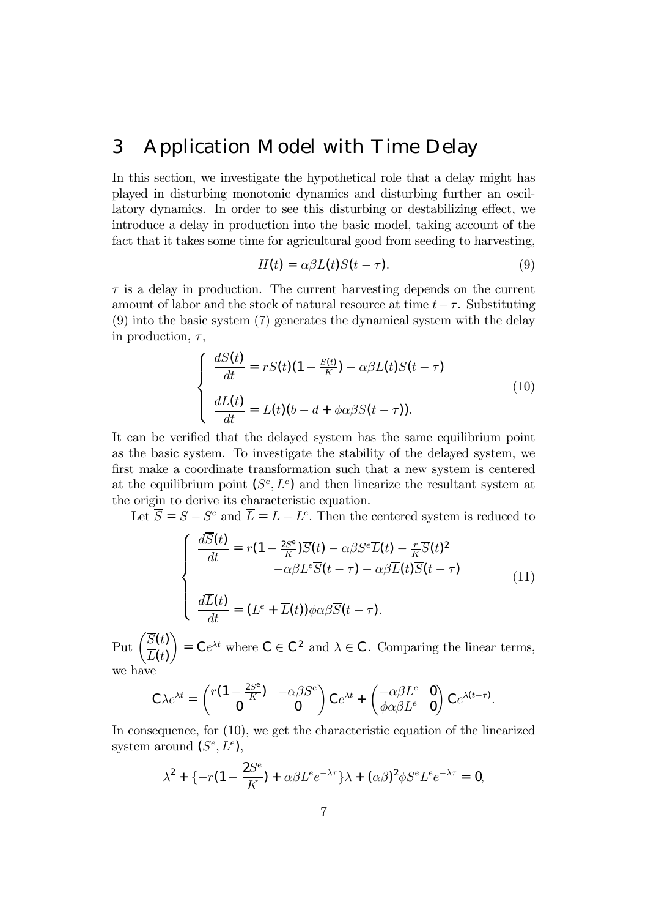## 3 Application Model with Time Delay

In this section, we investigate the hypothetical role that a delay might has played in disturbing monotonic dynamics and disturbing further an oscillatory dynamics. In order to see this disturbing or destabilizing effect, we introduce a delay in production into the basic model, taking account of the fact that it takes some time for agricultural good from seeding to harvesting,

$$H(t) = \alpha\beta L(t) S(t-\tau). \tag{9}$$

$\tau$ is a delay in production. The current harvesting depends on the current amount of labor and the stock of natural resource at time $t-\tau$. Substituting (9) into the basic system (7) generates the dynamical system with the delay in production, $\tau$,

$$\begin{cases} \dfrac{dS(t)}{dt} = rS(t)(1 - \frac{S(t)}{K}) - \alpha\beta L(t) S(t-\tau) \\ \\ \dfrac{dL(t)}{dt} = L(t)(b - d + \phi\alpha\beta S(t-\tau)). \end{cases} \tag{10}$$

It can be verified that the delayed system has the same equilibrium point as the basic system. To investigate the stability of the delayed system, we first make a coordinate transformation such that a new system is centered at the equilibrium point $(S^e, L^e)$ and then linearize the resultant system at the origin to derive its characteristic equation.

Let $\overline{S} = S - S^e$ and $\overline{L} = L - L^e$. Then the centered system is reduced to

$$\begin{cases} \dfrac{d\overline{S}(t)}{dt} = r(1 - \frac{2S^e}{K})\overline{S}(t) - \alpha\beta S^e \overline{L}(t) - \frac{r}{K}\overline{S}(t)^2 \\ \qquad\qquad -\alpha\beta L^e \overline{S}(t-\tau) - \alpha\beta \overline{L}(t)\overline{S}(t-\tau) \\ \\ \dfrac{d\overline{L}(t)}{dt} = (L^e + \overline{L}(t))\phi\alpha\beta\overline{S}(t-\tau). \end{cases} \tag{11}$$

Put $\begin{pmatrix} \overline{S}(t) \\ \overline{L}(t) \end{pmatrix} = \mathbf{C}e^{\lambda t}$ where $\mathbf{C} \in \mathbf{C}^2$ and $\lambda \in \mathbf{C}$. Comparing the linear terms, we have

$$\mathbf{C}\lambda e^{\lambda t} = \begin{pmatrix} r(1 - \frac{2S^e}{K}) & -\alpha\beta S^e \\ 0 & 0 \end{pmatrix} \mathbf{C}e^{\lambda t} + \begin{pmatrix} -\alpha\beta L^e & 0 \\ \phi\alpha\beta L^e & 0 \end{pmatrix} \mathbf{C}e^{\lambda(t-\tau)}.$$

In consequence, for (10), we get the characteristic equation of the linearized system around $(S^e, L^e)$,

$$\lambda^2 + \{-r(1 - \frac{2S^e}{K}) + \alpha\beta L^e e^{-\lambda\tau}\}\lambda + (\alpha\beta)^2 \phi S^e L^e e^{-\lambda\tau} = 0,$$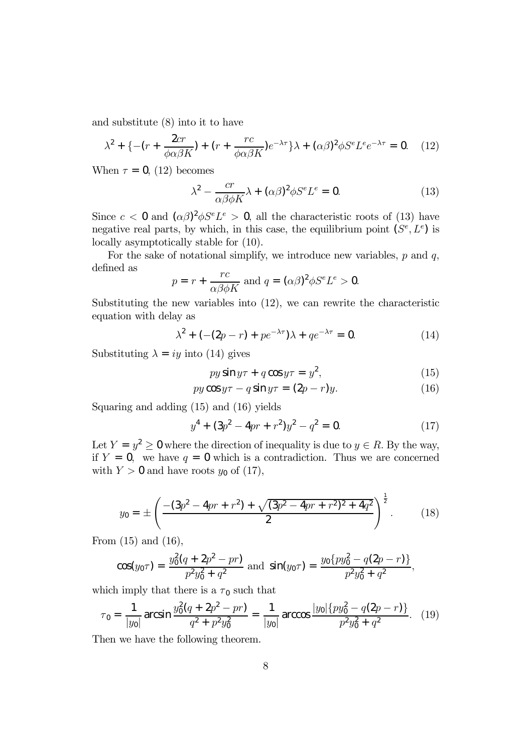and substitute (8) into it to have

$$\lambda^2 + \{-(r + \frac{2cr}{\phi\alpha\beta K}) + (r + \frac{rc}{\phi\alpha\beta K})e^{-\lambda\tau}\}\lambda + (\alpha\beta)^2\phi S^e L^e e^{-\lambda\tau} = 0. \quad (12)$$

When $\tau = 0$, (12) becomes

$$\lambda^2 - \frac{cr}{\alpha\beta\phi K}\lambda + (\alpha\beta)^2\phi S^e L^e = 0. \quad (13)$$

Since $c < 0$ and $(\alpha\beta)^2\phi S^e L^e > 0$, all the characteristic roots of (13) have negative real parts, by which, in this case, the equilibrium point $(S^e, L^e)$ is locally asymptotically stable for (10).

For the sake of notational simplify, we introduce new variables, $p$ and $q$, defined as

$$p = r + \frac{rc}{\alpha\beta\phi K} \text{ and } q = (\alpha\beta)^2\phi S^e L^e > 0.$$

Substituting the new variables into (12), we can rewrite the characteristic equation with delay as

$$\lambda^2 + (-(2p - r) + pe^{-\lambda\tau})\lambda + qe^{-\lambda\tau} = 0. \quad (14)$$

Substituting $\lambda = iy$ into (14) gives

$$py \sin y\tau + q \cos y\tau = y^2, \quad (15)$$

$$py \cos y\tau - q \sin y\tau = (2p - r)y. \quad (16)$$

Squaring and adding (15) and (16) yields

$$y^4 + (3p^2 - 4pr + r^2)y^2 - q^2 = 0. \quad (17)$$

Let $Y = y^2 \geq 0$ where the direction of inequality is due to $y \in R$. By the way, if $Y = 0$, we have $q = 0$ which is a contradiction. Thus we are concerned with $Y > 0$ and have roots $y_0$ of (17),

$$y_0 = \pm \left( \frac{-(3p^2 - 4pr + r^2) + \sqrt{(3p^2 - 4pr + r^2)^2 + 4q^2}}{2} \right)^{\frac{1}{2}}. \quad (18)$$

From (15) and (16),

$$\cos(y_0\tau) = \frac{y_0^2(q + 2p^2 - pr)}{p^2 y_0^2 + q^2} \text{ and } \sin(y_0\tau) = \frac{y_0\{py_0^2 - q(2p - r)\}}{p^2 y_0^2 + q^2},$$

which imply that there is a $\tau_0$ such that

$$\tau_0 = \frac{1}{|y_0|} \arcsin \frac{y_0^2(q + 2p^2 - pr)}{q^2 + p^2 y_0^2} = \frac{1}{|y_0|} \arccos \frac{|y_0|\{py_0^2 - q(2p - r)\}}{p^2 y_0^2 + q^2}. \quad (19)$$

Then we have the following theorem.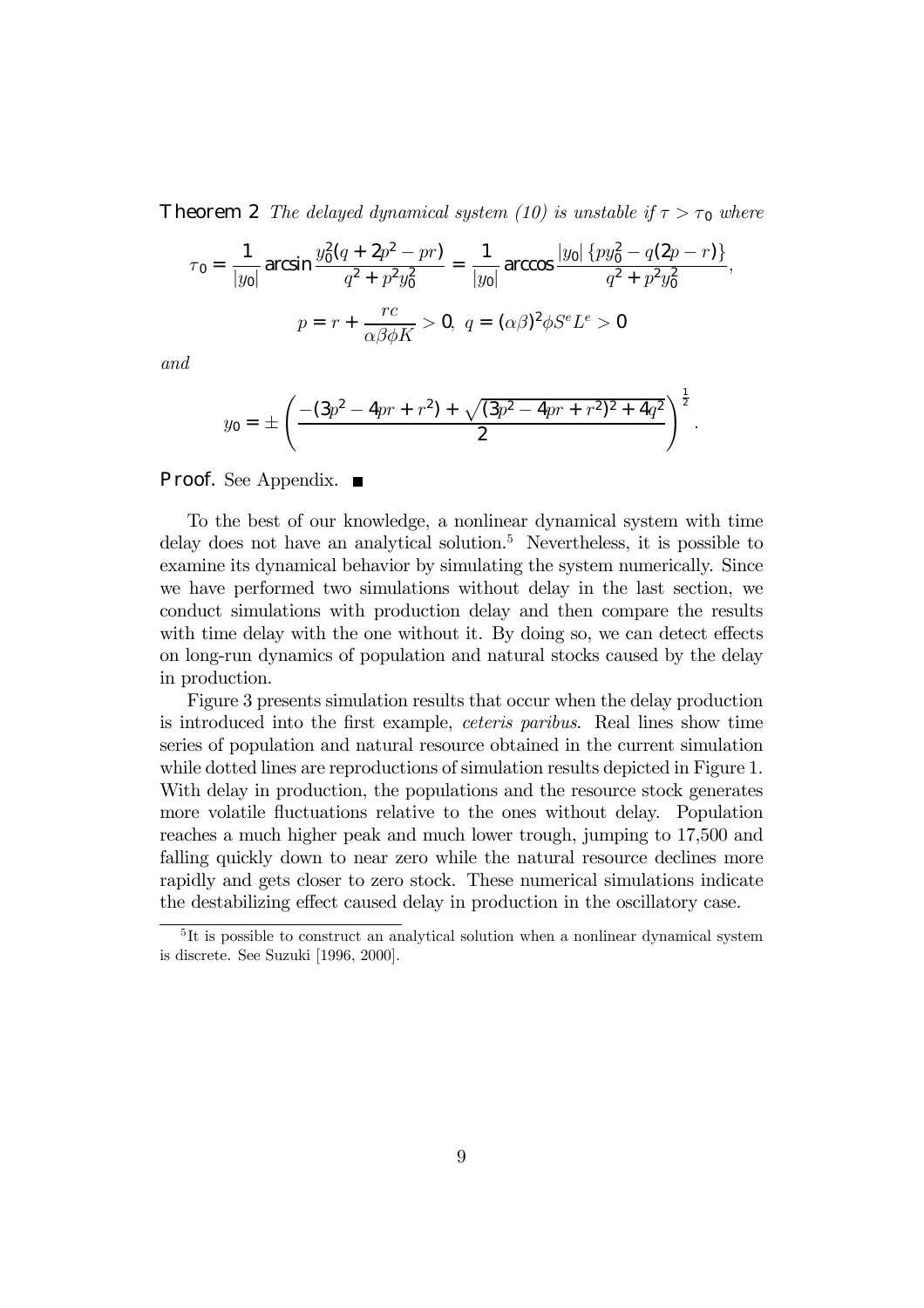**Theorem 2** *The delayed dynamical system (10) is unstable if $\tau > \tau_0$ where*

$$\tau_0 = \frac{1}{|y_0|} \arcsin \frac{y_0^2(q + 2p^2 - pr)}{q^2 + p^2 y_0^2} = \frac{1}{|y_0|} \arccos \frac{|y_0| \{p y_0^2 - q(2p - r)\}}{q^2 + p^2 y_0^2},$$

$$p = r + \frac{rc}{\alpha\beta\phi K} > 0, \; q = (\alpha\beta)^2 \phi S^e L^e > 0$$

*and*

$$y_0 = \pm \left( \frac{-(3p^2 - 4pr + r^2) + \sqrt{(3p^2 - 4pr + r^2)^2 + 4q^2}}{2} \right)^{\frac{1}{2}}.$$

**Proof.** See Appendix. ■

To the best of our knowledge, a nonlinear dynamical system with time delay does not have an analytical solution.[5] Nevertheless, it is possible to examine its dynamical behavior by simulating the system numerically. Since we have performed two simulations without delay in the last section, we conduct simulations with production delay and then compare the results with time delay with the one without it. By doing so, we can detect effects on long-run dynamics of population and natural stocks caused by the delay in production.

Figure 3 presents simulation results that occur when the delay production is introduced into the first example, *ceteris paribus*. Real lines show time series of population and natural resource obtained in the current simulation while dotted lines are reproductions of simulation results depicted in Figure 1. With delay in production, the populations and the resource stock generates more volatile fluctuations relative to the ones without delay. Population reaches a much higher peak and much lower trough, jumping to 17,500 and falling quickly down to near zero while the natural resource declines more rapidly and gets closer to zero stock. These numerical simulations indicate the destabilizing effect caused delay in production in the oscillatory case.

[5] It is possible to construct an analytical solution when a nonlinear dynamical system is discrete. See Suzuki [1996, 2000].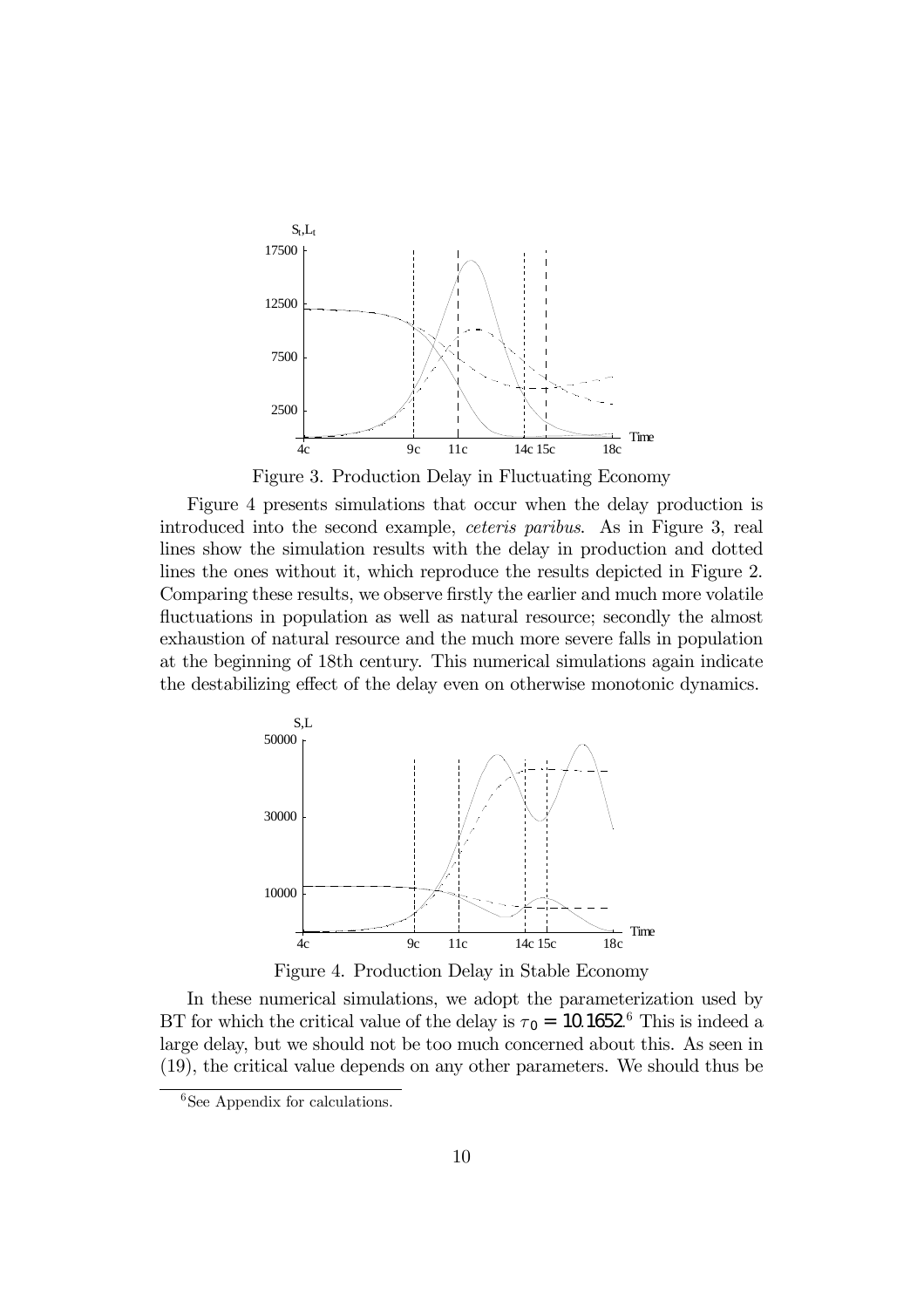Figure 3. Production Delay in Fluctuating Economy

Figure 4 presents simulations that occur when the delay production is introduced into the second example, *ceteris paribus*. As in Figure 3, real lines show the simulation results with the delay in production and dotted lines the ones without it, which reproduce the results depicted in Figure 2. Comparing these results, we observe firstly the earlier and much more volatile fluctuations in population as well as natural resource; secondly the almost exhaustion of natural resource and the much more severe falls in population at the beginning of 18th century. This numerical simulations again indicate the destabilizing effect of the delay even on otherwise monotonic dynamics.

Figure 4. Production Delay in Stable Economy

In these numerical simulations, we adopt the parameterization used by BT for which the critical value of the delay is $\tau_0 = 10.1652$.[6] This is indeed a large delay, but we should not be too much concerned about this. As seen in (19), the critical value depends on any other parameters. We should thus be

[6] See Appendix for calculations.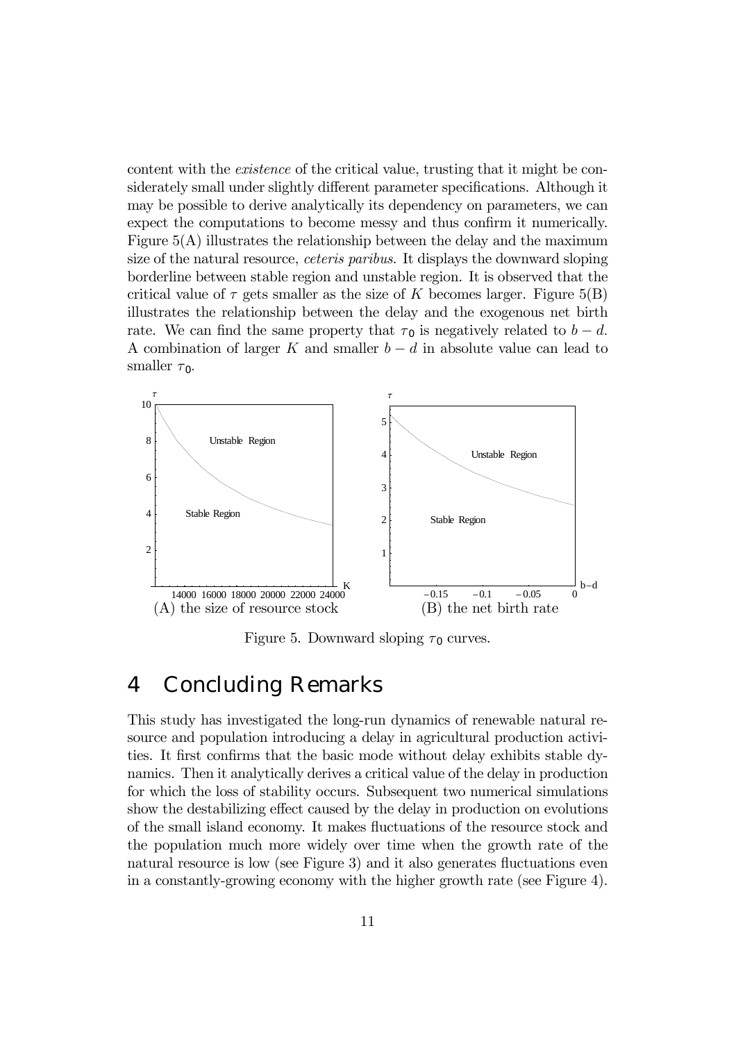content with the *existence* of the critical value, trusting that it might be considerately small under slightly different parameter specifications. Although it may be possible to derive analytically its dependency on parameters, we can expect the computations to become messy and thus confirm it numerically. Figure 5(A) illustrates the relationship between the delay and the maximum size of the natural resource, *ceteris paribus*. It displays the downward sloping borderline between stable region and unstable region. It is observed that the critical value of $\tau$ gets smaller as the size of $K$ becomes larger. Figure 5(B) illustrates the relationship between the delay and the exogenous net birth rate. We can find the same property that $\tau_0$ is negatively related to $b - d$. A combination of larger $K$ and smaller $b - d$ in absolute value can lead to smaller $\tau_0$.

(A) the size of resource stock

(B) the net birth rate

Figure 5. Downward sloping $\tau_0$ curves.

# 4 Concluding Remarks

This study has investigated the long-run dynamics of renewable natural resource and population introducing a delay in agricultural production activities. It first confirms that the basic mode without delay exhibits stable dynamics. Then it analytically derives a critical value of the delay in production for which the loss of stability occurs. Subsequent two numerical simulations show the destabilizing effect caused by the delay in production on evolutions of the small island economy. It makes fluctuations of the resource stock and the population much more widely over time when the growth rate of the natural resource is low (see Figure 3) and it also generates fluctuations even in a constantly-growing economy with the higher growth rate (see Figure 4).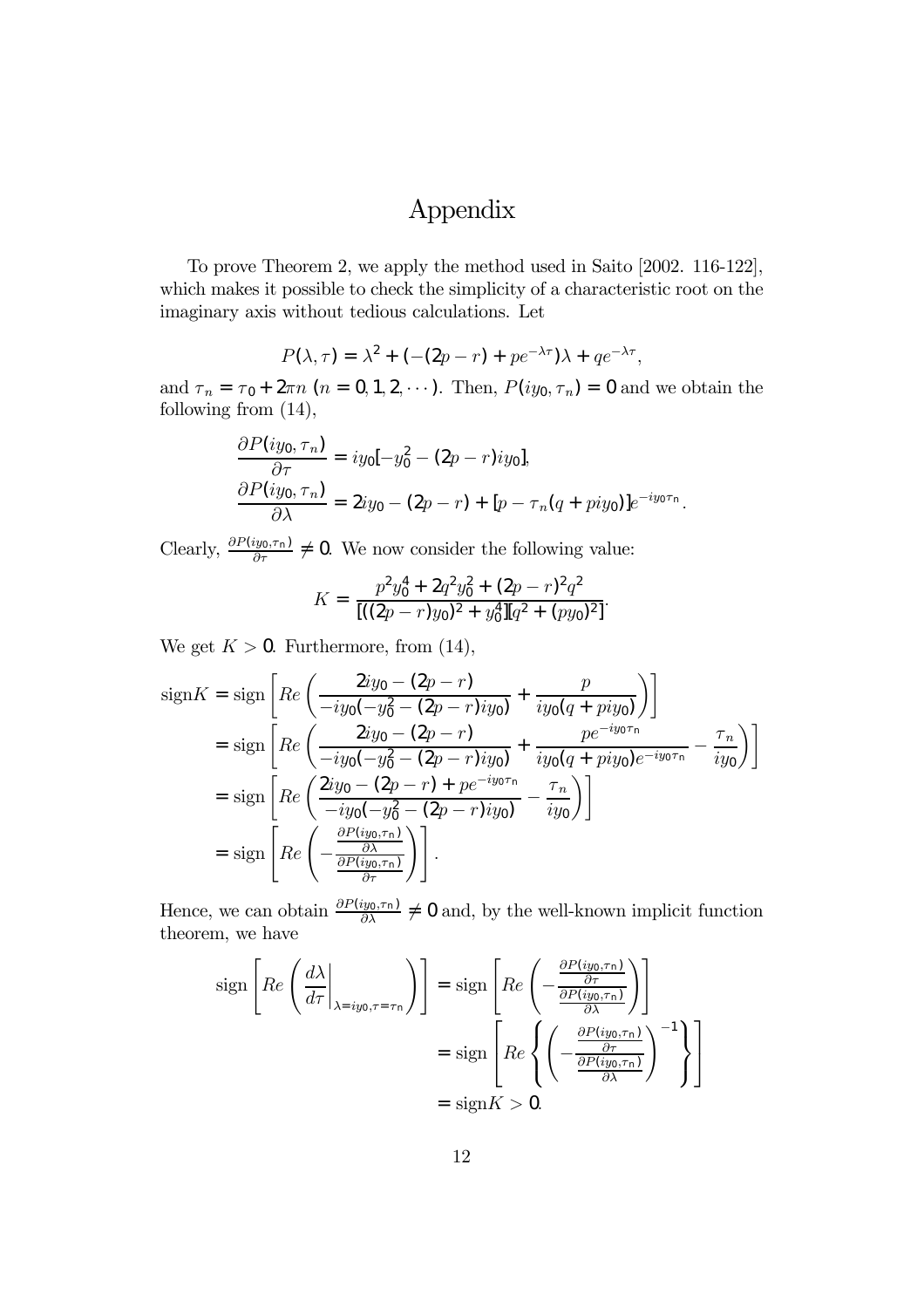# Appendix

To prove Theorem 2, we apply the method used in Saito [2002. 116-122], which makes it possible to check the simplicity of a characteristic root on the imaginary axis without tedious calculations. Let

$$P(\lambda, \tau) = \lambda^2 + (-(2p - r) + pe^{-\lambda\tau})\lambda + qe^{-\lambda\tau},$$

and $\tau_n = \tau_0 + 2\pi n$ ($n = 0, 1, 2, \cdots$). Then, $P(iy_0, \tau_n) = 0$ and we obtain the following from (14),

$$\frac{\partial P(iy_0, \tau_n)}{\partial \tau} = iy_0[-y_0^2 - (2p - r)iy_0],$$

$$\frac{\partial P(iy_0, \tau_n)}{\partial \lambda} = 2iy_0 - (2p - r) + [p - \tau_n(q + piy_0)]e^{-iy_0\tau_n}.$$

Clearly, $\frac{\partial P(iy_0, \tau_n)}{\partial \tau} \neq 0$. We now consider the following value:

$$K = \frac{p^2y_0^4 + 2q^2y_0^2 + (2p - r)^2q^2}{[((2p - r)y_0)^2 + y_0^4][q^2 + (py_0)^2]}.$$

We get $K > 0$. Furthermore, from (14),

$$\begin{aligned}
\text{sign}K &= \text{sign}\left[Re\left(\frac{2iy_0 - (2p - r)}{-iy_0(-y_0^2 - (2p - r)iy_0)} + \frac{p}{iy_0(q + piy_0)}\right)\right] \\
&= \text{sign}\left[Re\left(\frac{2iy_0 - (2p - r)}{-iy_0(-y_0^2 - (2p - r)iy_0)} + \frac{pe^{-iy_0\tau_n}}{iy_0(q + piy_0)e^{-iy_0\tau_n}} - \frac{\tau_n}{iy_0}\right)\right] \\
&= \text{sign}\left[Re\left(\frac{2iy_0 - (2p - r) + pe^{-iy_0\tau_n}}{-iy_0(-y_0^2 - (2p - r)iy_0)} - \frac{\tau_n}{iy_0}\right)\right] \\
&= \text{sign}\left[Re\left(-\frac{\frac{\partial P(iy_0, \tau_n)}{\partial \lambda}}{\frac{\partial P(iy_0, \tau_n)}{\partial \tau}}\right)\right].
\end{aligned}$$

Hence, we can obtain $\frac{\partial P(iy_0, \tau_n)}{\partial \lambda} \neq 0$ and, by the well-known implicit function theorem, we have

$$\begin{aligned}
\text{sign}\left[Re\left(\left.\frac{d\lambda}{d\tau}\right|_{\lambda = iy_0, \tau = \tau_n}\right)\right] &= \text{sign}\left[Re\left(-\frac{\frac{\partial P(iy_0, \tau_n)}{\partial \tau}}{\frac{\partial P(iy_0, \tau_n)}{\partial \lambda}}\right)\right] \\
&= \text{sign}\left[Re\left\{\left(-\frac{\frac{\partial P(iy_0, \tau_n)}{\partial \tau}}{\frac{\partial P(iy_0, \tau_n)}{\partial \lambda}}\right)^{-1}\right\}\right] \\
&= \text{sign}K > 0.
\end{aligned}$$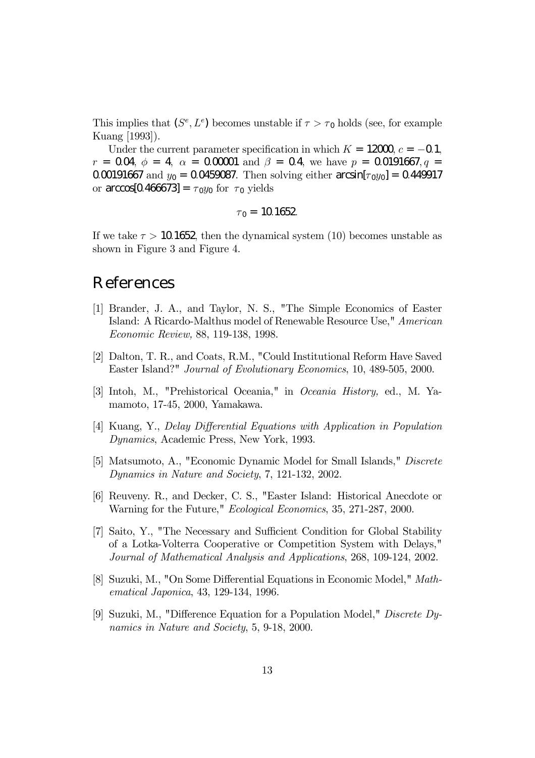This implies that $(S^e, L^e)$ becomes unstable if $\tau > \tau_0$ holds (see, for example Kuang [1993]).

Under the current parameter specification in which $K = 12000$, $c = -0.1$, $r = 0.04$, $\phi = 4$, $\alpha = 0.00001$ and $\beta = 0.4$, we have $p = 0.0191667, q = 0.00191667$ and $y_0 = 0.0459087$. Then solving either $\arcsin[\tau_0 y_0] = 0.449917$ or $\arccos[0.466673] = \tau_0 y_0$ for $\tau_0$ yields

$$\tau_0 = 10.1652.$$

If we take $\tau > 10.1652$, then the dynamical system (10) becomes unstable as shown in Figure 3 and Figure 4.

# References

[1] Brander, J. A., and Taylor, N. S., "The Simple Economics of Easter Island: A Ricardo-Malthus model of Renewable Resource Use," *American Economic Review,* 88, 119-138, 1998.

[2] Dalton, T. R., and Coats, R.M., "Could Institutional Reform Have Saved Easter Island?" *Journal of Evolutionary Economics*, 10, 489-505, 2000.

[3] Intoh, M., "Prehistorical Oceania," in *Oceania History,* ed., M. Yamamoto, 17-45, 2000, Yamakawa.

[4] Kuang, Y., *Delay Differential Equations with Application in Population Dynamics*, Academic Press, New York, 1993.

[5] Matsumoto, A., "Economic Dynamic Model for Small Islands," *Discrete Dynamics in Nature and Society*, 7, 121-132, 2002.

[6] Reuveny. R., and Decker, C. S., "Easter Island: Historical Anecdote or Warning for the Future," *Ecological Economics*, 35, 271-287, 2000.

[7] Saito, Y., "The Necessary and Sufficient Condition for Global Stability of a Lotka-Volterra Cooperative or Competition System with Delays," *Journal of Mathematical Analysis and Applications*, 268, 109-124, 2002.

[8] Suzuki, M., "On Some Differential Equations in Economic Model," *Mathematical Japonica*, 43, 129-134, 1996.

[9] Suzuki, M., "Difference Equation for a Population Model," *Discrete Dynamics in Nature and Society*, 5, 9-18, 2000.